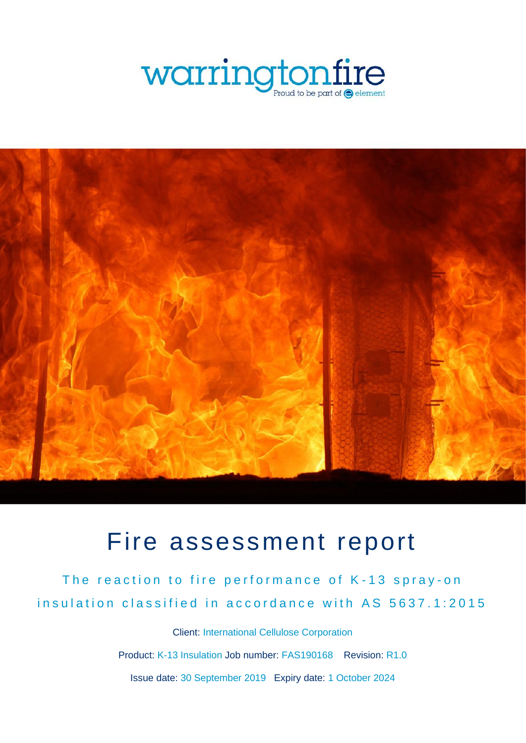warringtonfire
Proud to be part of element

# Fire assessment report

## The reaction to fire performance of K-13 spray-on insulation classified in accordance with AS 5637.1:2015

Client: International Cellulose Corporation

Product: K-13 Insulation Job number: FAS190168 Revision: R1.0

Issue date: 30 September 2019 Expiry date: 1 October 2024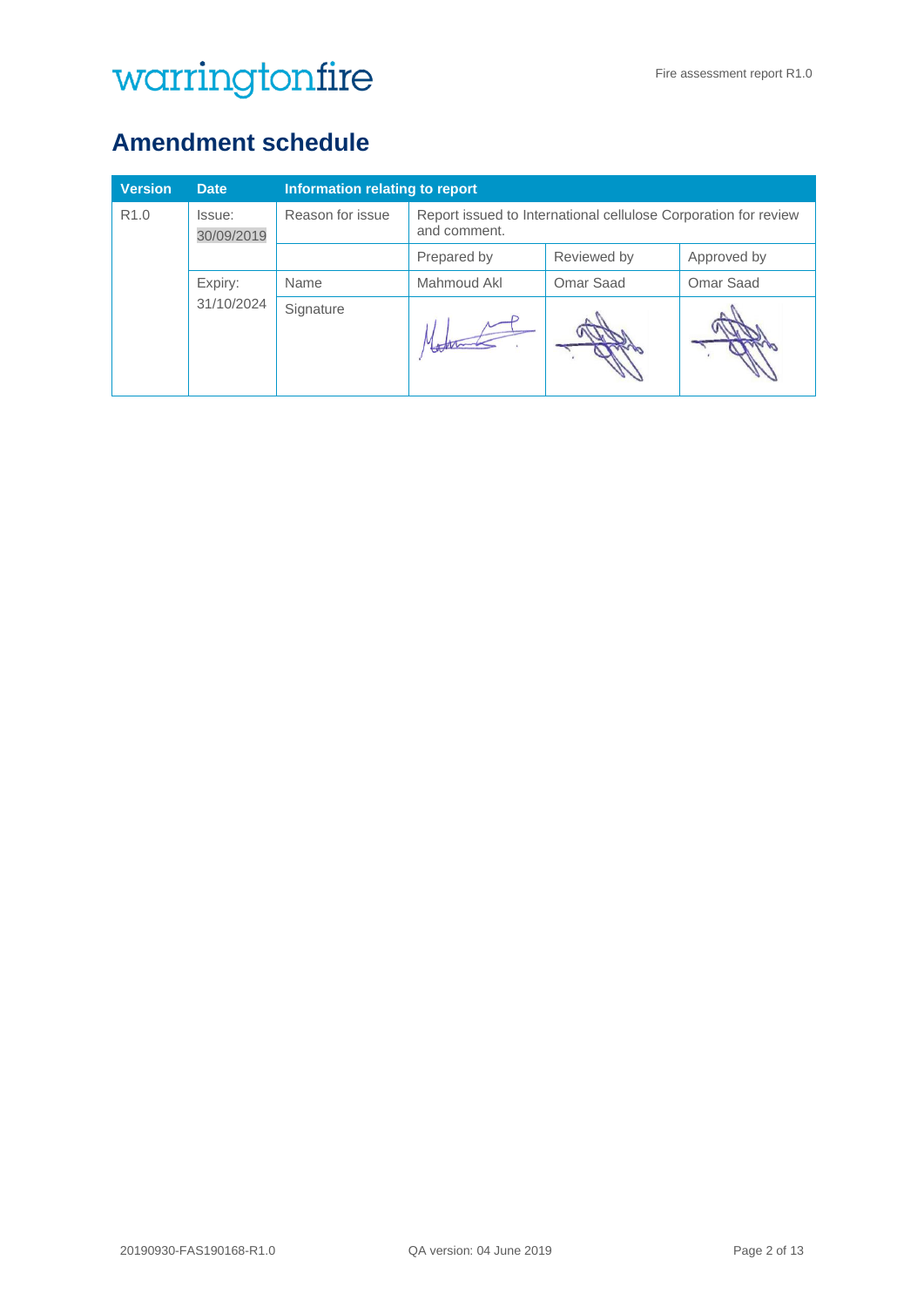## Amendment schedule

| Version | Date | Information relating to report | | | |
|---|---|---|---|---|---|
| R1.0 | Issue: 30/09/2019 | Reason for issue | Report issued to International cellulose Corporation for review and comment. | | |
| | | | Prepared by | Reviewed by | Approved by |
| | Expiry: 31/10/2024 | Name | Mahmoud Akl | Omar Saad | Omar Saad |
| | | Signature | | | |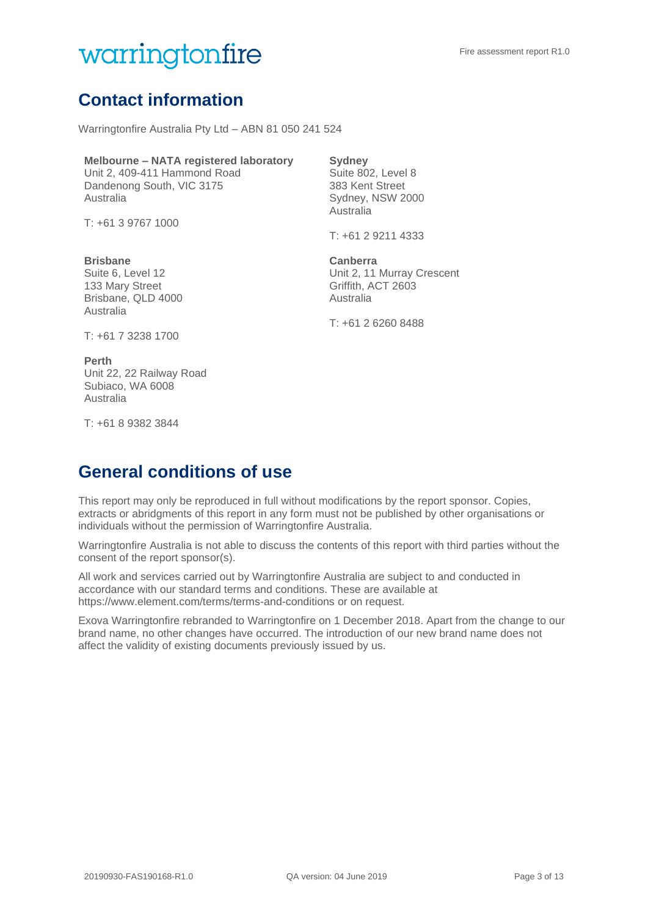## Contact information

Warringtonfire Australia Pty Ltd – ABN 81 050 241 524

**Melbourne – NATA registered laboratory**
Unit 2, 409-411 Hammond Road
Dandenong South, VIC 3175
Australia

T: +61 3 9767 1000

**Sydney**
Suite 802, Level 8
383 Kent Street
Sydney, NSW 2000
Australia

T: +61 2 9211 4333

**Brisbane**
Suite 6, Level 12
133 Mary Street
Brisbane, QLD 4000
Australia

T: +61 7 3238 1700

**Canberra**
Unit 2, 11 Murray Crescent
Griffith, ACT 2603
Australia

T: +61 2 6260 8488

**Perth**
Unit 22, 22 Railway Road
Subiaco, WA 6008
Australia

T: +61 8 9382 3844

## General conditions of use

This report may only be reproduced in full without modifications by the report sponsor. Copies, extracts or abridgments of this report in any form must not be published by other organisations or individuals without the permission of Warringtonfire Australia.

Warringtonfire Australia is not able to discuss the contents of this report with third parties without the consent of the report sponsor(s).

All work and services carried out by Warringtonfire Australia are subject to and conducted in accordance with our standard terms and conditions. These are available at https://www.element.com/terms/terms-and-conditions or on request.

Exova Warringtonfire rebranded to Warringtonfire on 1 December 2018. Apart from the change to our brand name, no other changes have occurred. The introduction of our new brand name does not affect the validity of existing documents previously issued by us.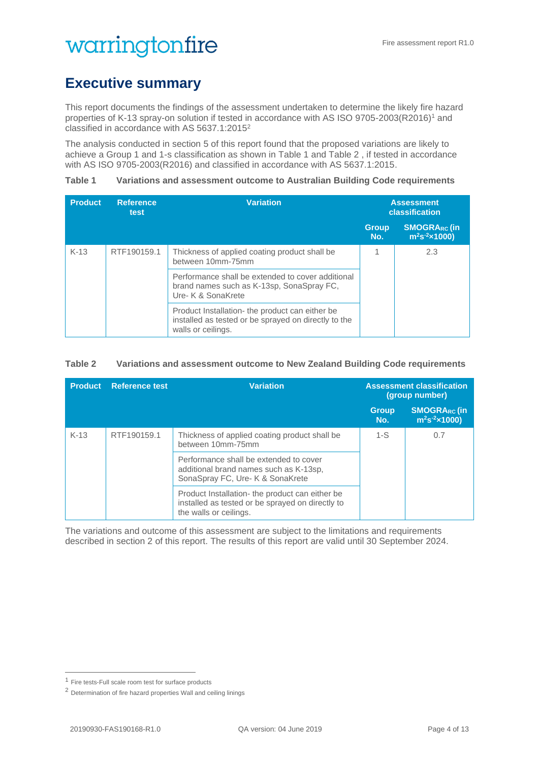# Executive summary

This report documents the findings of the assessment undertaken to determine the likely fire hazard properties of K-13 spray-on solution if tested in accordance with AS ISO 9705-2003(R2016)[1] and classified in accordance with AS 5637.1:2015[2]

The analysis conducted in section 5 of this report found that the proposed variations are likely to achieve a Group 1 and 1-s classification as shown in Table 1 and Table 2 , if tested in accordance with AS ISO 9705-2003(R2016) and classified in accordance with AS 5637.1:2015.

**Table 1 Variations and assessment outcome to Australian Building Code requirements**

| Product | Reference test | Variation | Assessment classification | |
|---|---|---|---|---|
| | | | Group No. | $SMOGRA_{RC}$ (in $m^2s^{-2}\times1000$) |
| K-13 | RTF190159.1 | Thickness of applied coating product shall be between 10mm-75mm | 1 | 2.3 |
| | | Performance shall be extended to cover additional brand names such as K-13sp, SonaSpray FC, Ure- K & SonaKrete | | |
| | | Product Installation- the product can either be installed as tested or be sprayed on directly to the walls or ceilings. | | |

**Table 2 Variations and assessment outcome to New Zealand Building Code requirements**

| Product | Reference test | Variation | Assessment classification (group number) | |
|---|---|---|---|---|
| | | | Group No. | $SMOGRA_{RC}$ (in $m^2s^{-2}\times1000$) |
| K-13 | RTF190159.1 | Thickness of applied coating product shall be between 10mm-75mm | 1-S | 0.7 |
| | | Performance shall be extended to cover additional brand names such as K-13sp, SonaSpray FC, Ure- K & SonaKrete | | |
| | | Product Installation- the product can either be installed as tested or be sprayed on directly to the walls or ceilings. | | |

The variations and outcome of this assessment are subject to the limitations and requirements described in section 2 of this report. The results of this report are valid until 30 September 2024.

[1] Fire tests-Full scale room test for surface products

[2] Determination of fire hazard properties Wall and ceiling linings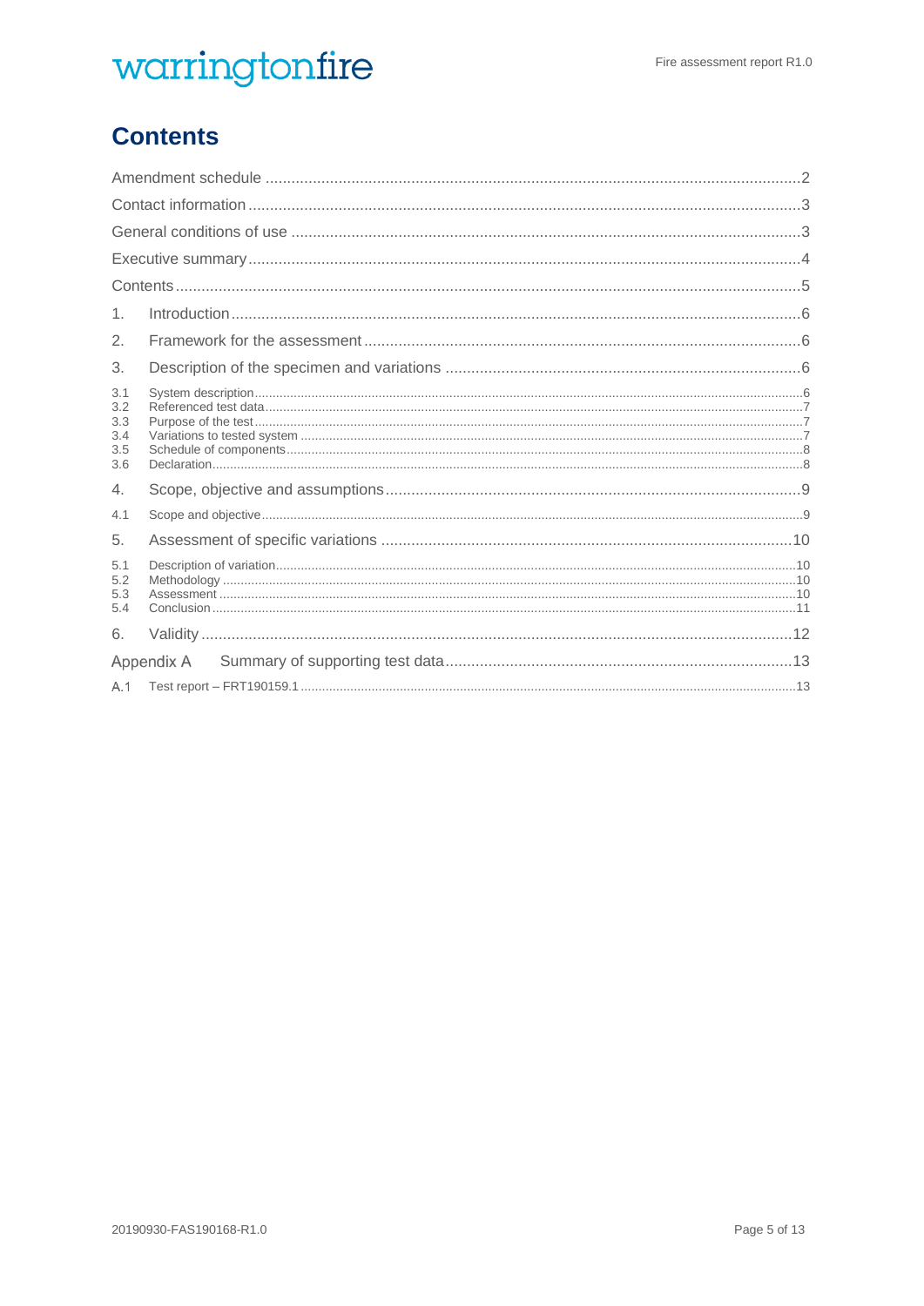# Contents

Amendment schedule ....................................................................................................................2

Contact information ......................................................................................................................3

General conditions of use ............................................................................................................3

Executive summary.......................................................................................................................4

Contents ........................................................................................................................................5

1. Introduction ...............................................................................................................................6

2. Framework for the assessment ................................................................................................6

3. Description of the specimen and variations ............................................................................6

- 3.1 System description ...................................................................................................................6
- 3.2 Referenced test data .................................................................................................................7
- 3.3 Purpose of the test ....................................................................................................................7
- 3.4 Variations to tested system .......................................................................................................7
- 3.5 Schedule of components ..........................................................................................................8
- 3.6 Declaration ................................................................................................................................8

4. Scope, objective and assumptions ..........................................................................................9

- 4.1 Scope and objective ..................................................................................................................9

5. Assessment of specific variations ..........................................................................................10

- 5.1 Description of variation ............................................................................................................10
- 5.2 Methodology ............................................................................................................................10
- 5.3 Assessment ..............................................................................................................................10
- 5.4 Conclusion ...............................................................................................................................11

6. Validity ....................................................................................................................................12

Appendix A Summary of supporting test data ...........................................................................13

- A.1 Test report – FRT190159.1 .....................................................................................................13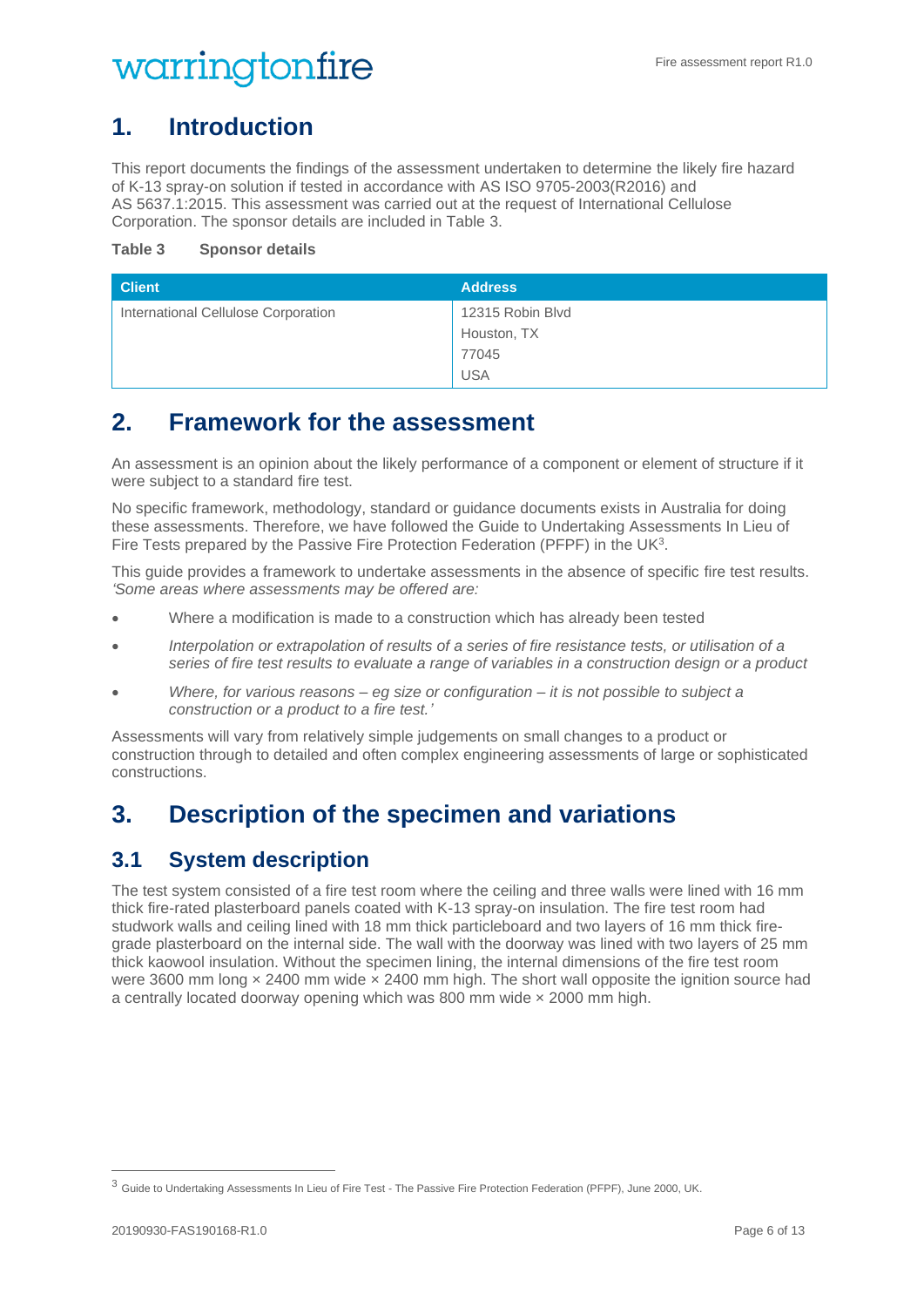# 1. Introduction

This report documents the findings of the assessment undertaken to determine the likely fire hazard of K-13 spray-on solution if tested in accordance with AS ISO 9705-2003(R2016) and AS 5637.1:2015. This assessment was carried out at the request of International Cellulose Corporation. The sponsor details are included in Table 3.

**Table 3 Sponsor details**

| Client | Address |
| --- | --- |
| International Cellulose Corporation | 12315 Robin Blvd<br>Houston, TX<br>77045<br>USA |

# 2. Framework for the assessment

An assessment is an opinion about the likely performance of a component or element of structure if it were subject to a standard fire test.

No specific framework, methodology, standard or guidance documents exists in Australia for doing these assessments. Therefore, we have followed the Guide to Undertaking Assessments In Lieu of Fire Tests prepared by the Passive Fire Protection Federation (PFPF) in the UK[3].

This guide provides a framework to undertake assessments in the absence of specific fire test results. *'Some areas where assessments may be offered are:*

- Where a modification is made to a construction which has already been tested
- *Interpolation or extrapolation of results of a series of fire resistance tests, or utilisation of a series of fire test results to evaluate a range of variables in a construction design or a product*
- *Where, for various reasons – eg size or configuration – it is not possible to subject a construction or a product to a fire test.'*

Assessments will vary from relatively simple judgements on small changes to a product or construction through to detailed and often complex engineering assessments of large or sophisticated constructions.

# 3. Description of the specimen and variations

## 3.1 System description

The test system consisted of a fire test room where the ceiling and three walls were lined with 16 mm thick fire-rated plasterboard panels coated with K-13 spray-on insulation. The fire test room had studwork walls and ceiling lined with 18 mm thick particleboard and two layers of 16 mm thick fire-grade plasterboard on the internal side. The wall with the doorway was lined with two layers of 25 mm thick kaowool insulation. Without the specimen lining, the internal dimensions of the fire test room were 3600 mm long × 2400 mm wide × 2400 mm high. The short wall opposite the ignition source had a centrally located doorway opening which was 800 mm wide × 2000 mm high.

[3] Guide to Undertaking Assessments In Lieu of Fire Test - The Passive Fire Protection Federation (PFPF), June 2000, UK.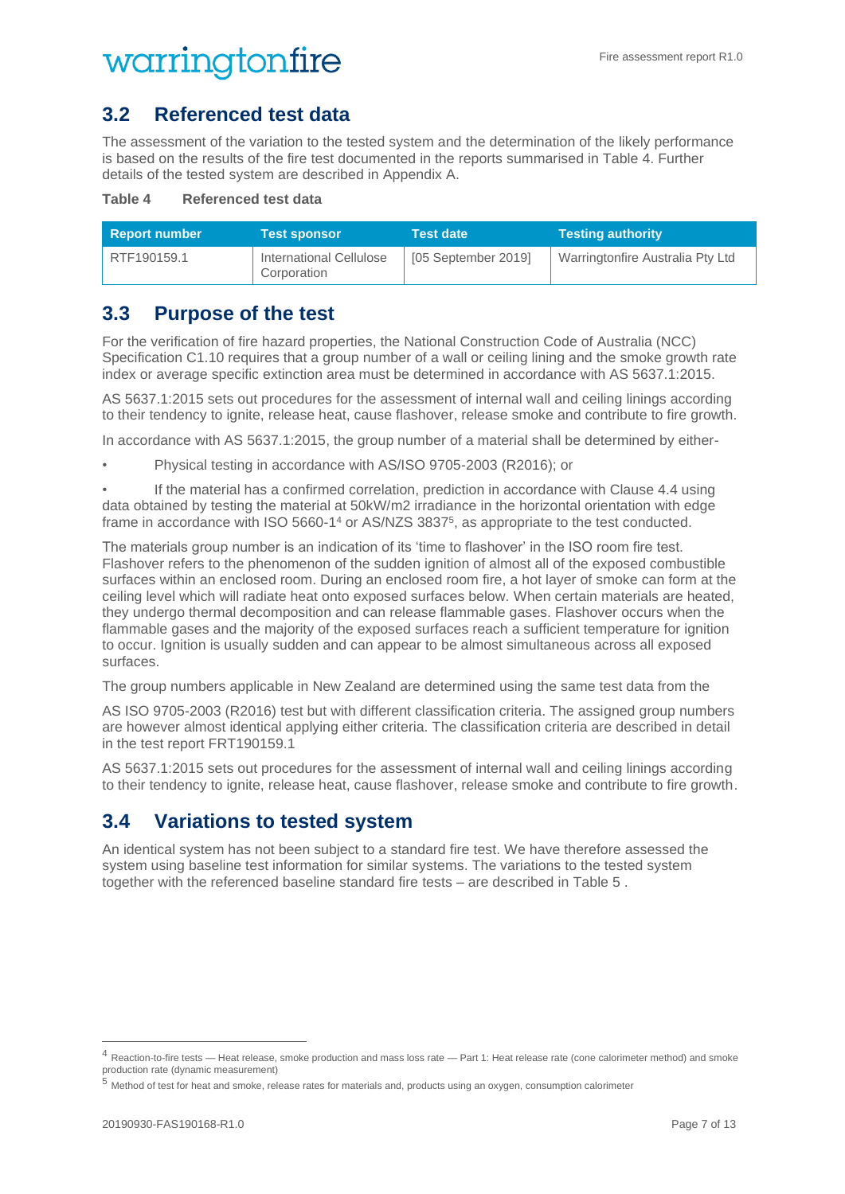## 3.2 Referenced test data

The assessment of the variation to the tested system and the determination of the likely performance is based on the results of the fire test documented in the reports summarised in Table 4. Further details of the tested system are described in Appendix A.

**Table 4 Referenced test data**

| Report number | Test sponsor | Test date | Testing authority |
|---|---|---|---|
| RTF190159.1 | International Cellulose Corporation | [05 September 2019] | Warringtonfire Australia Pty Ltd |

## 3.3 Purpose of the test

For the verification of fire hazard properties, the National Construction Code of Australia (NCC) Specification C1.10 requires that a group number of a wall or ceiling lining and the smoke growth rate index or average specific extinction area must be determined in accordance with AS 5637.1:2015.

AS 5637.1:2015 sets out procedures for the assessment of internal wall and ceiling linings according to their tendency to ignite, release heat, cause flashover, release smoke and contribute to fire growth.

In accordance with AS 5637.1:2015, the group number of a material shall be determined by either-

- Physical testing in accordance with AS/ISO 9705-2003 (R2016); or
- If the material has a confirmed correlation, prediction in accordance with Clause 4.4 using data obtained by testing the material at 50kW/m2 irradiance in the horizontal orientation with edge frame in accordance with ISO 5660-1[4] or AS/NZS 3837[5], as appropriate to the test conducted.

The materials group number is an indication of its 'time to flashover' in the ISO room fire test. Flashover refers to the phenomenon of the sudden ignition of almost all of the exposed combustible surfaces within an enclosed room. During an enclosed room fire, a hot layer of smoke can form at the ceiling level which will radiate heat onto exposed surfaces below. When certain materials are heated, they undergo thermal decomposition and can release flammable gases. Flashover occurs when the flammable gases and the majority of the exposed surfaces reach a sufficient temperature for ignition to occur. Ignition is usually sudden and can appear to be almost simultaneous across all exposed surfaces.

The group numbers applicable in New Zealand are determined using the same test data from the

AS ISO 9705-2003 (R2016) test but with different classification criteria. The assigned group numbers are however almost identical applying either criteria. The classification criteria are described in detail in the test report FRT190159.1

AS 5637.1:2015 sets out procedures for the assessment of internal wall and ceiling linings according to their tendency to ignite, release heat, cause flashover, release smoke and contribute to fire growth.

## 3.4 Variations to tested system

An identical system has not been subject to a standard fire test. We have therefore assessed the system using baseline test information for similar systems. The variations to the tested system together with the referenced baseline standard fire tests – are described in Table 5 .

---

[4] Reaction-to-fire tests — Heat release, smoke production and mass loss rate — Part 1: Heat release rate (cone calorimeter method) and smoke production rate (dynamic measurement)

[5] Method of test for heat and smoke, release rates for materials and, products using an oxygen, consumption calorimeter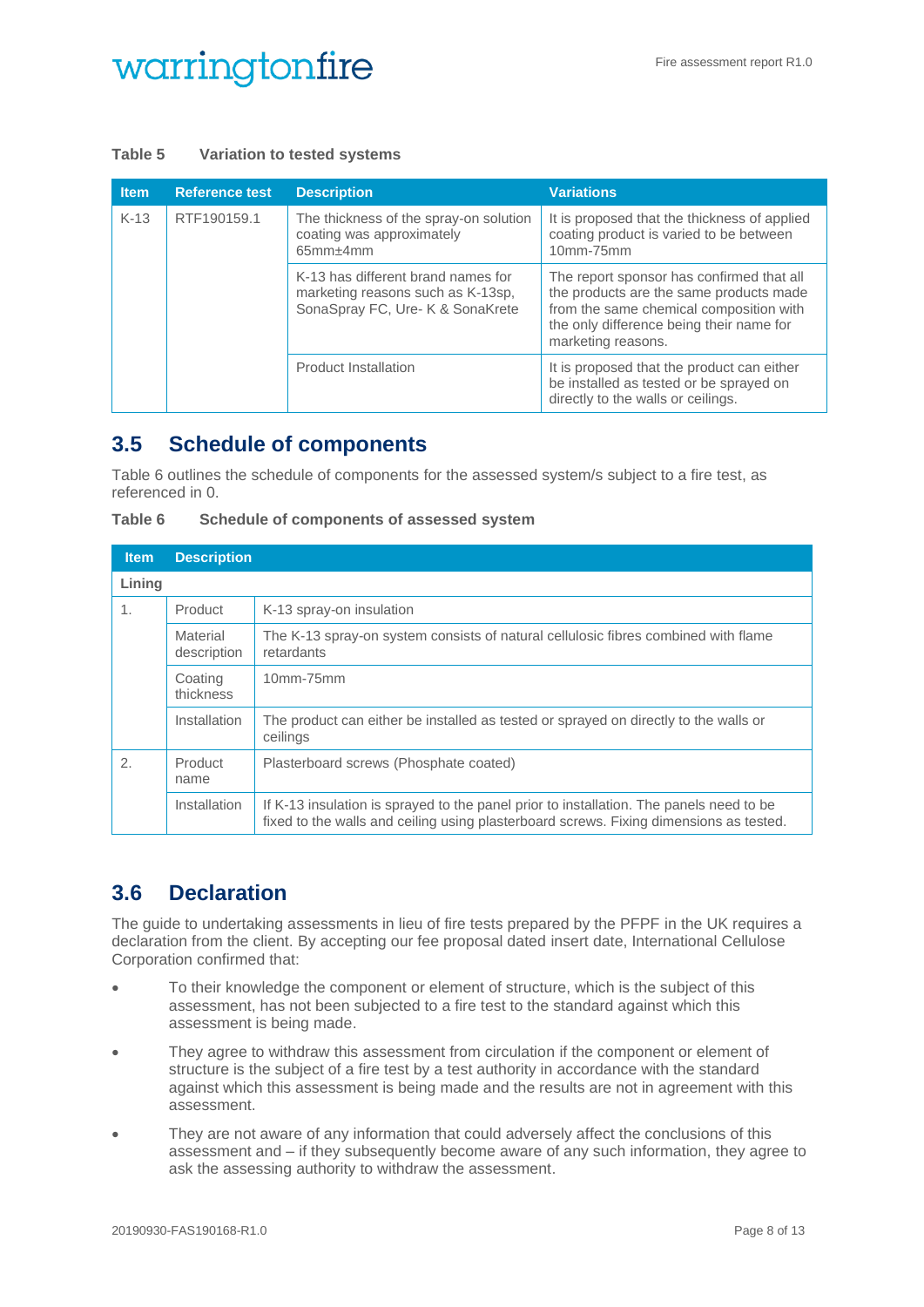**Table 5 Variation to tested systems**

| Item | Reference test | Description | Variations |
|---|---|---|---|
| K-13 | RTF190159.1 | The thickness of the spray-on solution coating was approximately 65mm±4mm | It is proposed that the thickness of applied coating product is varied to be between 10mm-75mm |
| | | K-13 has different brand names for marketing reasons such as K-13sp, SonaSpray FC, Ure- K & SonaKrete | The report sponsor has confirmed that all the products are the same products made from the same chemical composition with the only difference being their name for marketing reasons. |
| | | Product Installation | It is proposed that the product can either be installed as tested or be sprayed on directly to the walls or ceilings. |

## 3.5 Schedule of components

Table 6 outlines the schedule of components for the assessed system/s subject to a fire test, as referenced in 0.

**Table 6 Schedule of components of assessed system**

| Item | Description | |
|---|---|---|
| **Lining** | | |
| 1. | Product | K-13 spray-on insulation |
| | Material description | The K-13 spray-on system consists of natural cellulosic fibres combined with flame retardants |
| | Coating thickness | 10mm-75mm |
| | Installation | The product can either be installed as tested or sprayed on directly to the walls or ceilings |
| 2. | Product name | Plasterboard screws (Phosphate coated) |
| | Installation | If K-13 insulation is sprayed to the panel prior to installation. The panels need to be fixed to the walls and ceiling using plasterboard screws. Fixing dimensions as tested. |

## 3.6 Declaration

The guide to undertaking assessments in lieu of fire tests prepared by the PFPF in the UK requires a declaration from the client. By accepting our fee proposal dated insert date, International Cellulose Corporation confirmed that:

- To their knowledge the component or element of structure, which is the subject of this assessment, has not been subjected to a fire test to the standard against which this assessment is being made.
- They agree to withdraw this assessment from circulation if the component or element of structure is the subject of a fire test by a test authority in accordance with the standard against which this assessment is being made and the results are not in agreement with this assessment.
- They are not aware of any information that could adversely affect the conclusions of this assessment and – if they subsequently become aware of any such information, they agree to ask the assessing authority to withdraw the assessment.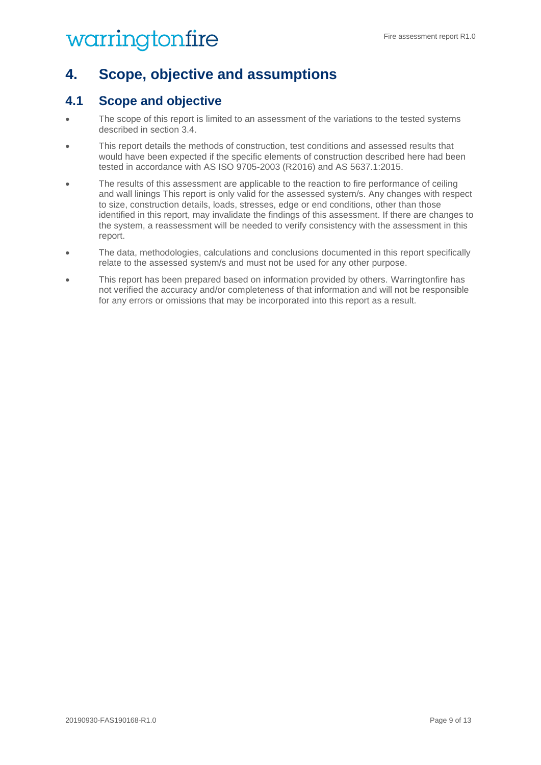# 4. Scope, objective and assumptions

## 4.1 Scope and objective

- The scope of this report is limited to an assessment of the variations to the tested systems described in section 3.4.
- This report details the methods of construction, test conditions and assessed results that would have been expected if the specific elements of construction described here had been tested in accordance with AS ISO 9705-2003 (R2016) and AS 5637.1:2015.
- The results of this assessment are applicable to the reaction to fire performance of ceiling and wall linings This report is only valid for the assessed system/s. Any changes with respect to size, construction details, loads, stresses, edge or end conditions, other than those identified in this report, may invalidate the findings of this assessment. If there are changes to the system, a reassessment will be needed to verify consistency with the assessment in this report.
- The data, methodologies, calculations and conclusions documented in this report specifically relate to the assessed system/s and must not be used for any other purpose.
- This report has been prepared based on information provided by others. Warringtonfire has not verified the accuracy and/or completeness of that information and will not be responsible for any errors or omissions that may be incorporated into this report as a result.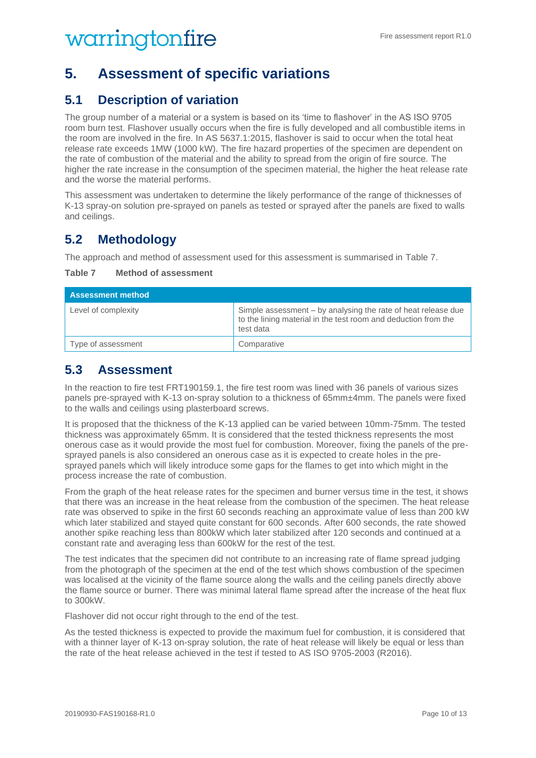# 5. Assessment of specific variations

## 5.1 Description of variation

The group number of a material or a system is based on its 'time to flashover' in the AS ISO 9705 room burn test. Flashover usually occurs when the fire is fully developed and all combustible items in the room are involved in the fire. In AS 5637.1:2015, flashover is said to occur when the total heat release rate exceeds 1MW (1000 kW). The fire hazard properties of the specimen are dependent on the rate of combustion of the material and the ability to spread from the origin of fire source. The higher the rate increase in the consumption of the specimen material, the higher the heat release rate and the worse the material performs.

This assessment was undertaken to determine the likely performance of the range of thicknesses of K-13 spray-on solution pre-sprayed on panels as tested or sprayed after the panels are fixed to walls and ceilings.

## 5.2 Methodology

The approach and method of assessment used for this assessment is summarised in Table 7.

**Table 7 Method of assessment**

| Assessment method | |
|---|---|
| Level of complexity | Simple assessment – by analysing the rate of heat release due to the lining material in the test room and deduction from the test data |
| Type of assessment | Comparative |

## 5.3 Assessment

In the reaction to fire test FRT190159.1, the fire test room was lined with 36 panels of various sizes panels pre-sprayed with K-13 on-spray solution to a thickness of 65mm±4mm. The panels were fixed to the walls and ceilings using plasterboard screws.

It is proposed that the thickness of the K-13 applied can be varied between 10mm-75mm. The tested thickness was approximately 65mm. It is considered that the tested thickness represents the most onerous case as it would provide the most fuel for combustion. Moreover, fixing the panels of the pre-sprayed panels is also considered an onerous case as it is expected to create holes in the pre-sprayed panels which will likely introduce some gaps for the flames to get into which might in the process increase the rate of combustion.

From the graph of the heat release rates for the specimen and burner versus time in the test, it shows that there was an increase in the heat release from the combustion of the specimen. The heat release rate was observed to spike in the first 60 seconds reaching an approximate value of less than 200 kW which later stabilized and stayed quite constant for 600 seconds. After 600 seconds, the rate showed another spike reaching less than 800kW which later stabilized after 120 seconds and continued at a constant rate and averaging less than 600kW for the rest of the test.

The test indicates that the specimen did not contribute to an increasing rate of flame spread judging from the photograph of the specimen at the end of the test which shows combustion of the specimen was localised at the vicinity of the flame source along the walls and the ceiling panels directly above the flame source or burner. There was minimal lateral flame spread after the increase of the heat flux to 300kW.

Flashover did not occur right through to the end of the test.

As the tested thickness is expected to provide the maximum fuel for combustion, it is considered that with a thinner layer of K-13 on-spray solution, the rate of heat release will likely be equal or less than the rate of the heat release achieved in the test if tested to AS ISO 9705-2003 (R2016).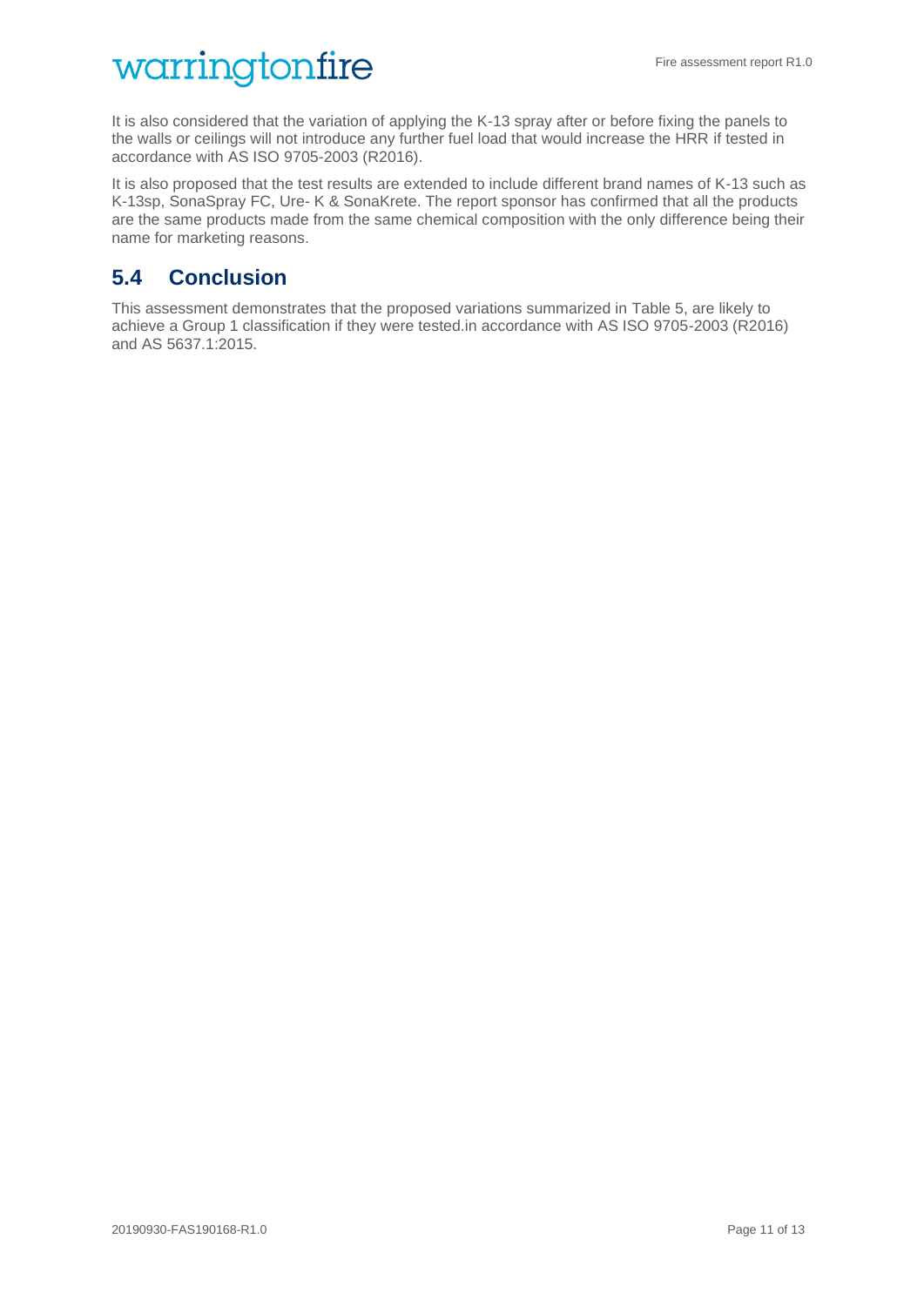It is also considered that the variation of applying the K-13 spray after or before fixing the panels to the walls or ceilings will not introduce any further fuel load that would increase the HRR if tested in accordance with AS ISO 9705-2003 (R2016).

It is also proposed that the test results are extended to include different brand names of K-13 such as K-13sp, SonaSpray FC, Ure- K & SonaKrete. The report sponsor has confirmed that all the products are the same products made from the same chemical composition with the only difference being their name for marketing reasons.

## 5.4 Conclusion

This assessment demonstrates that the proposed variations summarized in Table 5, are likely to achieve a Group 1 classification if they were tested.in accordance with AS ISO 9705-2003 (R2016) and AS 5637.1:2015.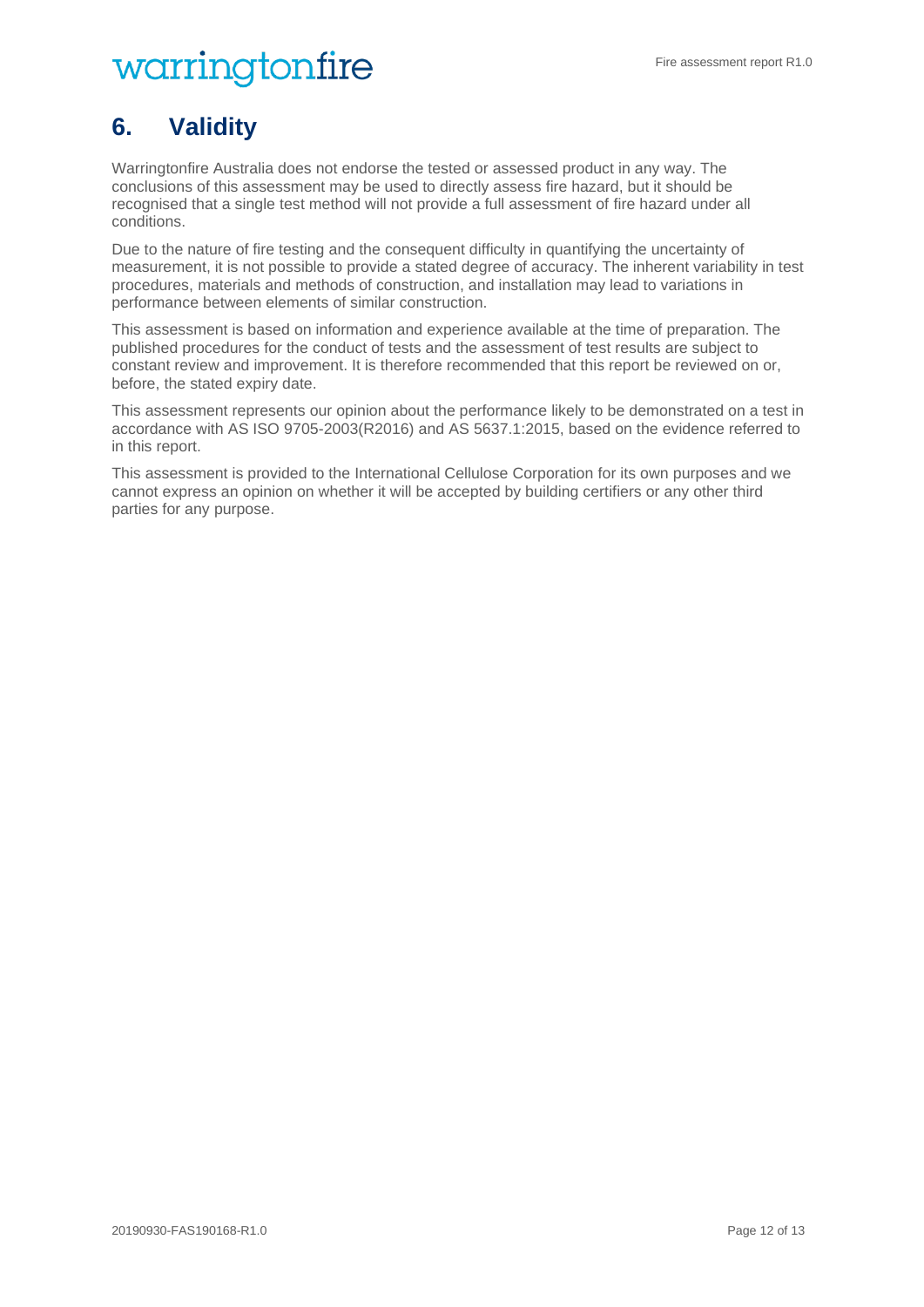# 6. Validity

Warringtonfire Australia does not endorse the tested or assessed product in any way. The conclusions of this assessment may be used to directly assess fire hazard, but it should be recognised that a single test method will not provide a full assessment of fire hazard under all conditions.

Due to the nature of fire testing and the consequent difficulty in quantifying the uncertainty of measurement, it is not possible to provide a stated degree of accuracy. The inherent variability in test procedures, materials and methods of construction, and installation may lead to variations in performance between elements of similar construction.

This assessment is based on information and experience available at the time of preparation. The published procedures for the conduct of tests and the assessment of test results are subject to constant review and improvement. It is therefore recommended that this report be reviewed on or, before, the stated expiry date.

This assessment represents our opinion about the performance likely to be demonstrated on a test in accordance with AS ISO 9705-2003(R2016) and AS 5637.1:2015, based on the evidence referred to in this report.

This assessment is provided to the International Cellulose Corporation for its own purposes and we cannot express an opinion on whether it will be accepted by building certifiers or any other third parties for any purpose.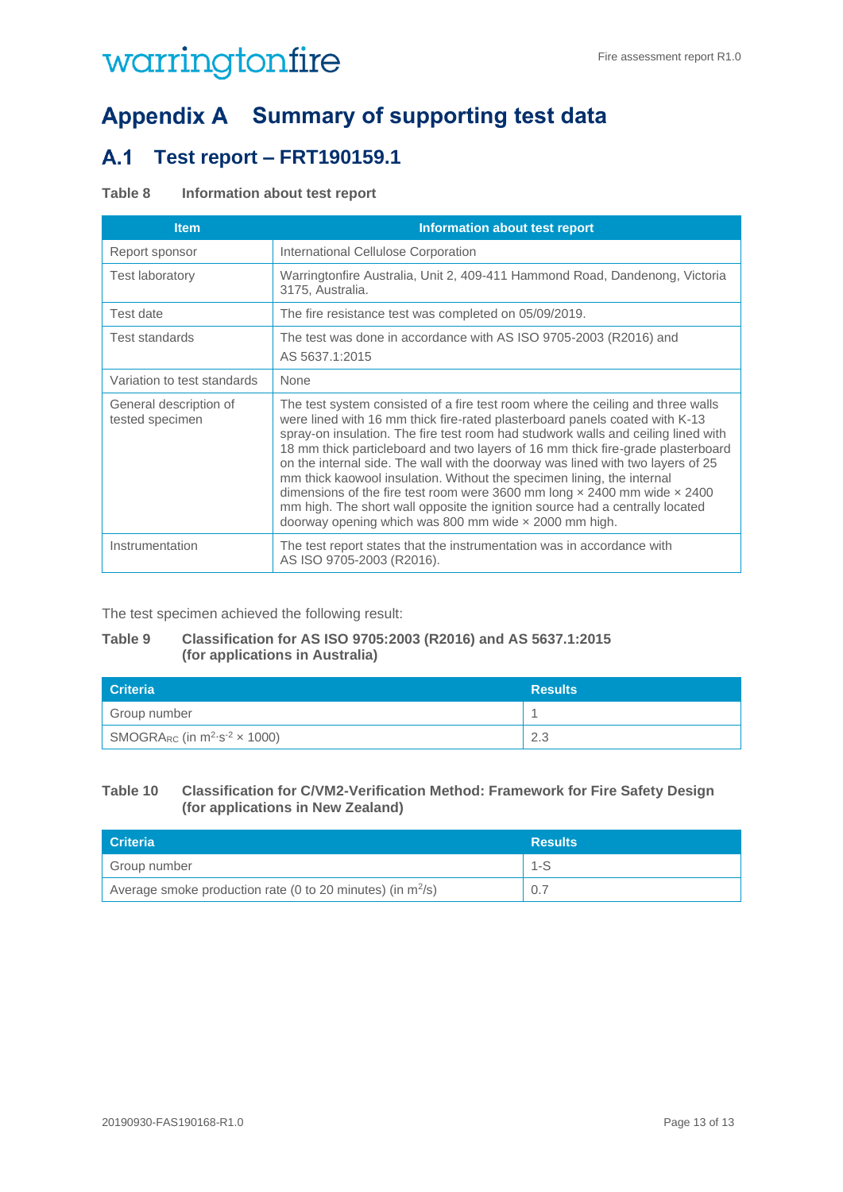# Appendix A Summary of supporting test data

## A.1 Test report – FRT190159.1

**Table 8 Information about test report**

| Item | Information about test report |
|---|---|
| Report sponsor | International Cellulose Corporation |
| Test laboratory | Warringtonfire Australia, Unit 2, 409-411 Hammond Road, Dandenong, Victoria 3175, Australia. |
| Test date | The fire resistance test was completed on 05/09/2019. |
| Test standards | The test was done in accordance with AS ISO 9705-2003 (R2016) and AS 5637.1:2015 |
| Variation to test standards | None |
| General description of tested specimen | The test system consisted of a fire test room where the ceiling and three walls were lined with 16 mm thick fire-rated plasterboard panels coated with K-13 spray-on insulation. The fire test room had studwork walls and ceiling lined with 18 mm thick particleboard and two layers of 16 mm thick fire-grade plasterboard on the internal side. The wall with the doorway was lined with two layers of 25 mm thick kaowool insulation. Without the specimen lining, the internal dimensions of the fire test room were 3600 mm long × 2400 mm wide × 2400 mm high. The short wall opposite the ignition source had a centrally located doorway opening which was 800 mm wide × 2000 mm high. |
| Instrumentation | The test report states that the instrumentation was in accordance with AS ISO 9705-2003 (R2016). |

The test specimen achieved the following result:

**Table 9 Classification for AS ISO 9705:2003 (R2016) and AS 5637.1:2015 (for applications in Australia)**

| Criteria | Results |
|---|---|
| Group number | 1 |
| $SMOGRA_{RC}$ (in $m^2 \cdot s^{-2} \times 1000$) | 2.3 |

**Table 10 Classification for C/VM2-Verification Method: Framework for Fire Safety Design (for applications in New Zealand)**

| Criteria | Results |
|---|---|
| Group number | 1-S |
| Average smoke production rate (0 to 20 minutes) (in $m^2/s$) | 0.7 |